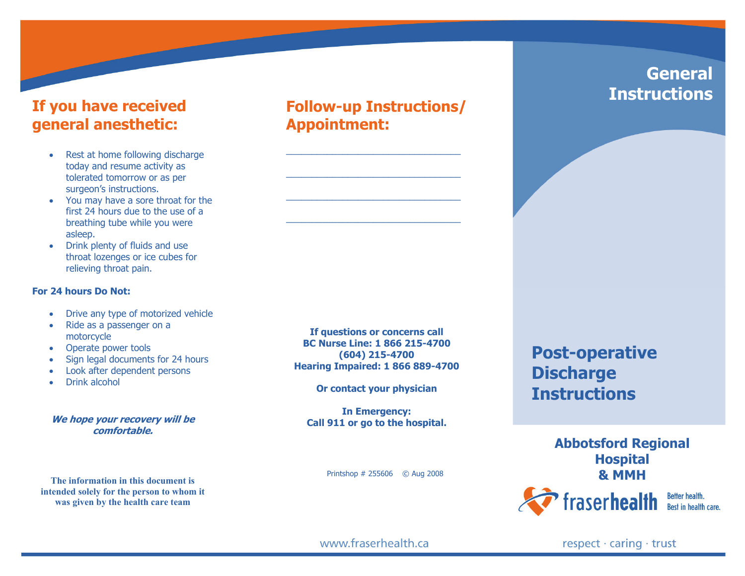## If you have received general anesthetic:

- Rest at home following discharge today and resume activity as tolerated tomorrow or as per surgeon's instructions.
- You may have a sore throat for the first 24 hours due to the use of a breathing tube while you were asleep.
- Drink plenty of fluids and use throat lozenges or ice cubes for relieving throat pain.

**For 24 hours Do Not:**

- Drive any type of motorized vehicle
- Ride as a passenger on a motorcycle
- Operate power tools
- Sign legal documents for 24 hours
- Look after dependent persons
- Drink alcohol

***We hope your recovery will be comfortable.***

**The information in this document is intended solely for the person to whom it was given by the health care team**

## Follow-up Instructions/ Appointment:

\_\_\_\_\_\_\_\_\_\_\_\_\_\_\_\_\_\_\_\_\_\_\_\_\_\_\_\_\_\_\_\_

\_\_\_\_\_\_\_\_\_\_\_\_\_\_\_\_\_\_\_\_\_\_\_\_\_\_\_\_\_\_\_\_

\_\_\_\_\_\_\_\_\_\_\_\_\_\_\_\_\_\_\_\_\_\_\_\_\_\_\_\_\_\_\_\_

\_\_\_\_\_\_\_\_\_\_\_\_\_\_\_\_\_\_\_\_\_\_\_\_\_\_\_\_\_\_\_\_

**If questions or concerns call**
**BC Nurse Line: 1 866 215-4700**
**(604) 215-4700**
**Hearing Impaired: 1 866 889-4700**

**Or contact your physician**

**In Emergency:**
**Call 911 or go to the hospital.**

Printshop # 255606 © Aug 2008

www.fraserhealth.ca

# General Instructions

# Post-operative Discharge Instructions

**Abbotsford Regional Hospital & MMH**

fraserhealth — Better health. Best in health care.

respect · caring · trust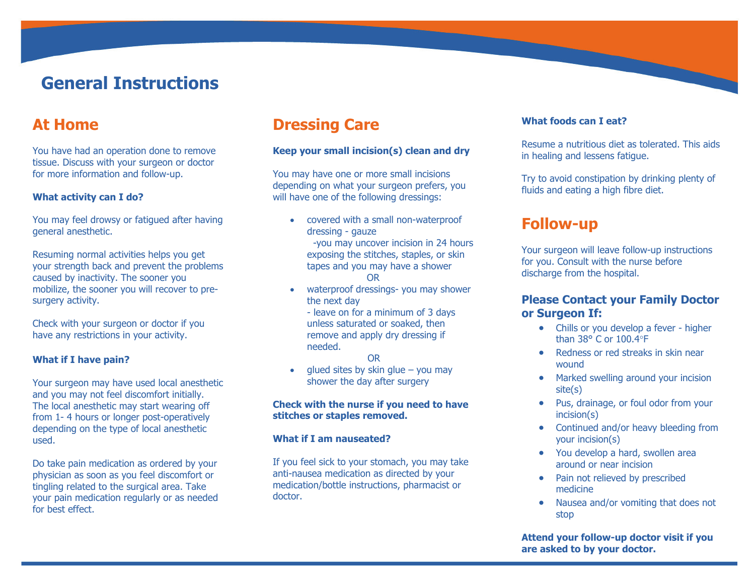# General Instructions

## At Home

You have had an operation done to remove tissue. Discuss with your surgeon or doctor for more information and follow-up.

**What activity can I do?**

You may feel drowsy or fatigued after having general anesthetic.

Resuming normal activities helps you get your strength back and prevent the problems caused by inactivity. The sooner you mobilize, the sooner you will recover to pre-surgery activity.

Check with your surgeon or doctor if you have any restrictions in your activity.

**What if I have pain?**

Your surgeon may have used local anesthetic and you may not feel discomfort initially. The local anesthetic may start wearing off from 1- 4 hours or longer post-operatively depending on the type of local anesthetic used.

Do take pain medication as ordered by your physician as soon as you feel discomfort or tingling related to the surgical area. Take your pain medication regularly or as needed for best effect.

## Dressing Care

**Keep your small incision(s) clean and dry**

You may have one or more small incisions depending on what your surgeon prefers, you will have one of the following dressings:

- covered with a small non-waterproof dressing - gauze
  -you may uncover incision in 24 hours exposing the stitches, staples, or skin tapes and you may have a shower
  OR
- waterproof dressings- you may shower the next day
  - leave on for a minimum of 3 days unless saturated or soaked, then remove and apply dry dressing if needed.
  OR
- glued sites by skin glue – you may shower the day after surgery

**Check with the nurse if you need to have stitches or staples removed.**

**What if I am nauseated?**

If you feel sick to your stomach, you may take anti-nausea medication as directed by your medication/bottle instructions, pharmacist or doctor.

**What foods can I eat?**

Resume a nutritious diet as tolerated. This aids in healing and lessens fatigue.

Try to avoid constipation by drinking plenty of fluids and eating a high fibre diet.

## Follow-up

Your surgeon will leave follow-up instructions for you. Consult with the nurse before discharge from the hospital.

### Please Contact your Family Doctor or Surgeon If:

- Chills or you develop a fever - higher than 38° C or 100.4°F
- Redness or red streaks in skin near wound
- Marked swelling around your incision site(s)
- Pus, drainage, or foul odor from your incision(s)
- Continued and/or heavy bleeding from your incision(s)
- You develop a hard, swollen area around or near incision
- Pain not relieved by prescribed medicine
- Nausea and/or vomiting that does not stop

**Attend your follow-up doctor visit if you are asked to by your doctor.**